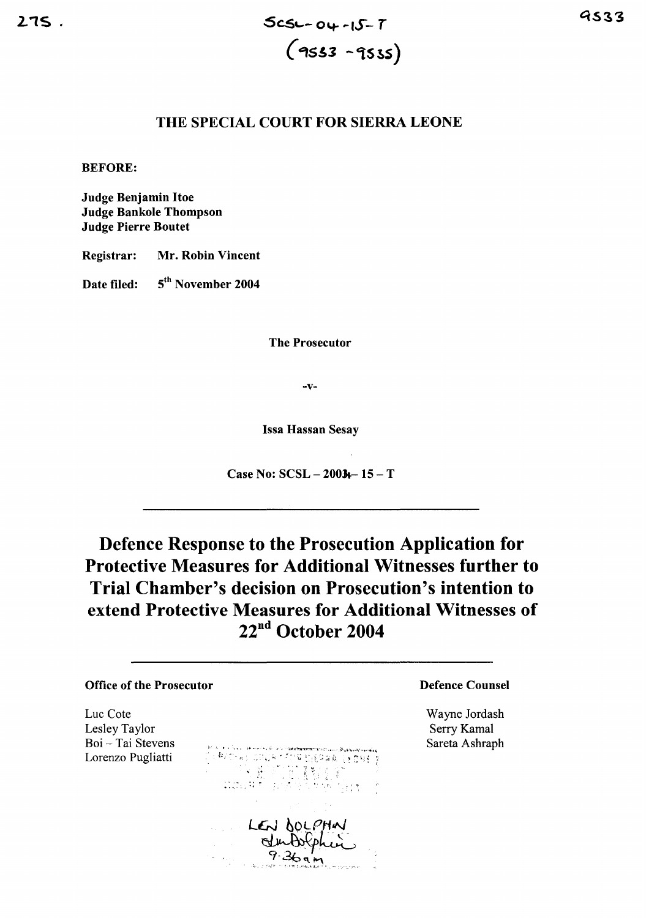SCSL-04-15-T

(9533 - 9535)

## THE SPECIAL COURT FOR SIERRA LEONE

**BEFORE:**

**Judge Benjamin Itoe**
**Judge Bankole Thompson**
**Judge Pierre Boutet**

**Registrar:** **Mr. Robin Vincent**

**Date filed:** **5th November 2004**

**The Prosecutor**

**-v-**

**Issa Hassan Sesay**

**Case No: SCSL – 2004 – 15 – T**

---

# Defence Response to the Prosecution Application for Protective Measures for Additional Witnesses further to Trial Chamber's decision on Prosecution's intention to extend Protective Measures for Additional Witnesses of 22nd October 2004

---

**Office of the Prosecutor**

Luc Cote
Lesley Taylor
Boi – Tai Stevens
Lorenzo Pugliatti

**Defence Counsel**

Wayne Jordash
Serry Kamal
Sareta Ashraph

LEN DOLPHIN
9.36am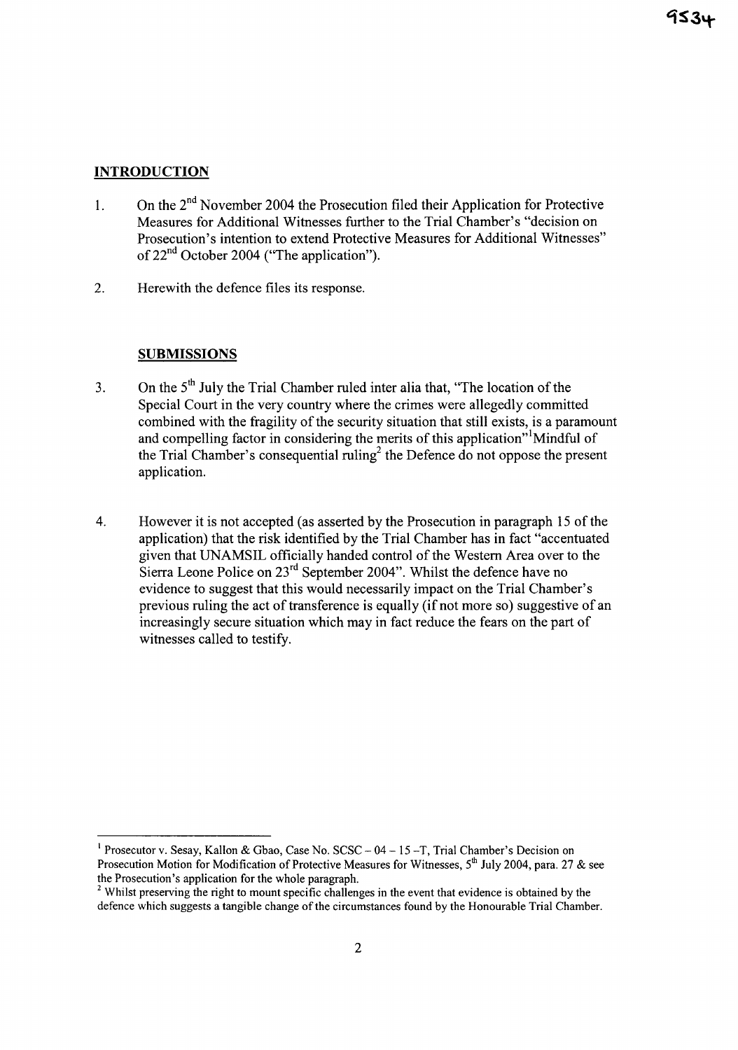## INTRODUCTION

1. On the 2[nd] November 2004 the Prosecution filed their Application for Protective Measures for Additional Witnesses further to the Trial Chamber's "decision on Prosecution's intention to extend Protective Measures for Additional Witnesses" of 22[nd] October 2004 ("The application").

2. Herewith the defence files its response.

## SUBMISSIONS

3. On the 5[th] July the Trial Chamber ruled inter alia that, "The location of the Special Court in the very country where the crimes were allegedly committed combined with the fragility of the security situation that still exists, is a paramount and compelling factor in considering the merits of this application"[1] Mindful of the Trial Chamber's consequential ruling[2] the Defence do not oppose the present application.

4. However it is not accepted (as asserted by the Prosecution in paragraph 15 of the application) that the risk identified by the Trial Chamber has in fact "accentuated given that UNAMSIL officially handed control of the Western Area over to the Sierra Leone Police on 23[rd] September 2004". Whilst the defence have no evidence to suggest that this would necessarily impact on the Trial Chamber's previous ruling the act of transference is equally (if not more so) suggestive of an increasingly secure situation which may in fact reduce the fears on the part of witnesses called to testify.

---

[1] Prosecutor v. Sesay, Kallon & Gbao, Case No. SCSC – 04 – 15 –T, Trial Chamber's Decision on Prosecution Motion for Modification of Protective Measures for Witnesses, 5[th] July 2004, para. 27 & see the Prosecution's application for the whole paragraph.

[2] Whilst preserving the right to mount specific challenges in the event that evidence is obtained by the defence which suggests a tangible change of the circumstances found by the Honourable Trial Chamber.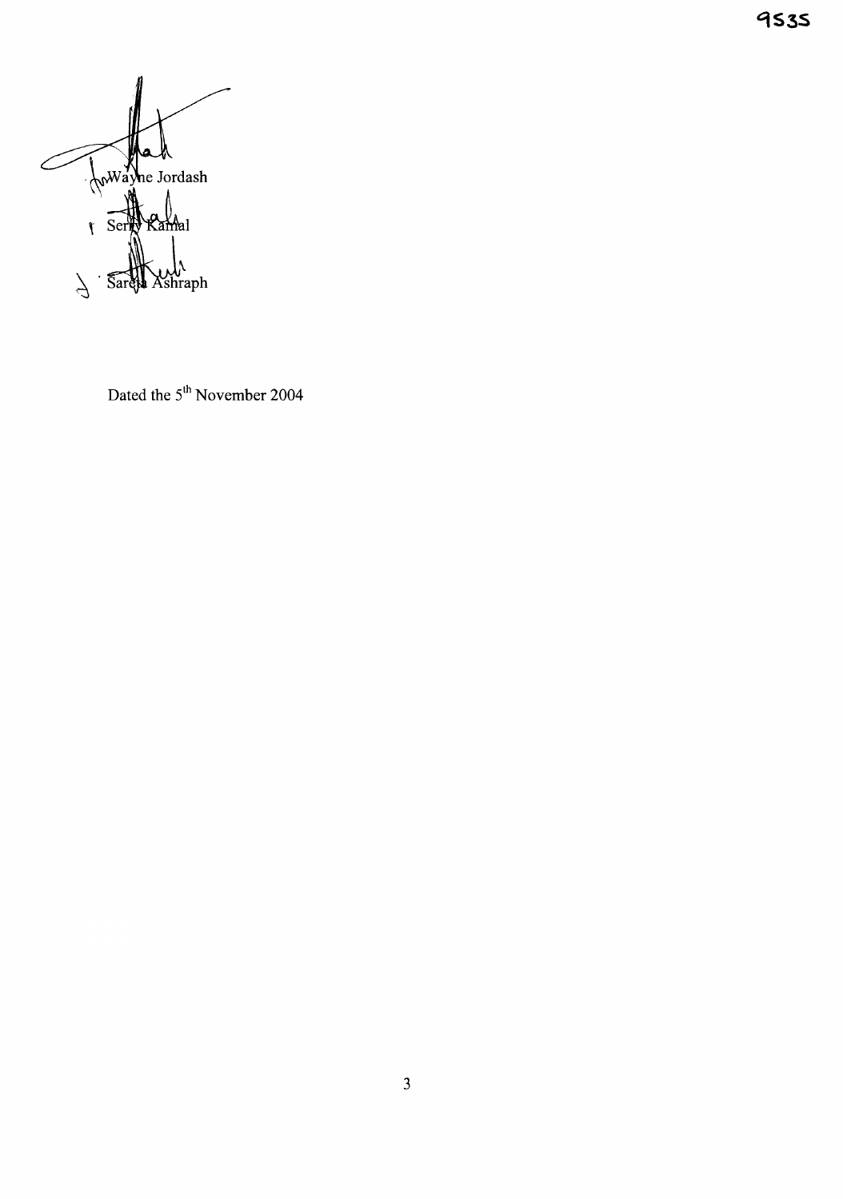Wayne Jordash

Serry Kamal

Sareta Ashraph

Dated the 5th November 2004